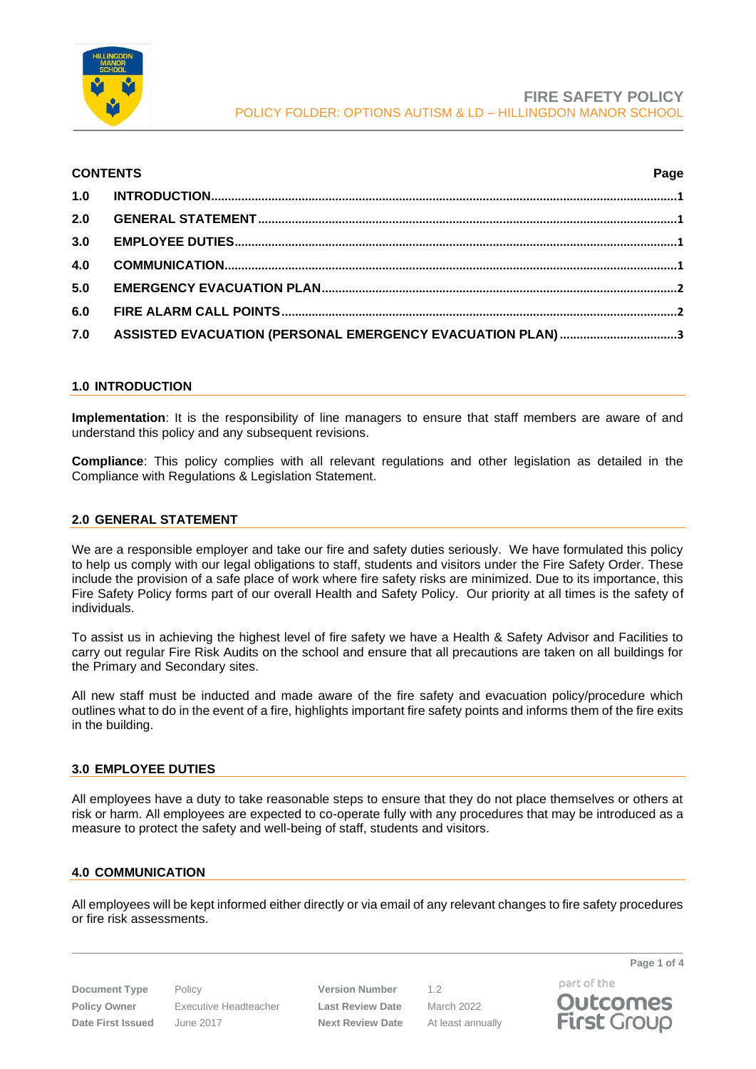# FIRE SAFETY POLICY

POLICY FOLDER: OPTIONS AUTISM & LD – HILLINGDON MANOR SCHOOL

| CONTENTS | | Page |
|---|---|---|
| 1.0 | INTRODUCTION | 1 |
| 2.0 | GENERAL STATEMENT | 1 |
| 3.0 | EMPLOYEE DUTIES | 1 |
| 4.0 | COMMUNICATION | 1 |
| 5.0 | EMERGENCY EVACUATION PLAN | 2 |
| 6.0 | FIRE ALARM CALL POINTS | 2 |
| 7.0 | ASSISTED EVACUATION (PERSONAL EMERGENCY EVACUATION PLAN) | 3 |

## 1.0 INTRODUCTION

**Implementation**: It is the responsibility of line managers to ensure that staff members are aware of and understand this policy and any subsequent revisions.

**Compliance**: This policy complies with all relevant regulations and other legislation as detailed in the Compliance with Regulations & Legislation Statement.

## 2.0 GENERAL STATEMENT

We are a responsible employer and take our fire and safety duties seriously. We have formulated this policy to help us comply with our legal obligations to staff, students and visitors under the Fire Safety Order. These include the provision of a safe place of work where fire safety risks are minimized. Due to its importance, this Fire Safety Policy forms part of our overall Health and Safety Policy. Our priority at all times is the safety of individuals.

To assist us in achieving the highest level of fire safety we have a Health & Safety Advisor and Facilities to carry out regular Fire Risk Audits on the school and ensure that all precautions are taken on all buildings for the Primary and Secondary sites.

All new staff must be inducted and made aware of the fire safety and evacuation policy/procedure which outlines what to do in the event of a fire, highlights important fire safety points and informs them of the fire exits in the building.

## 3.0 EMPLOYEE DUTIES

All employees have a duty to take reasonable steps to ensure that they do not place themselves or others at risk or harm. All employees are expected to co-operate fully with any procedures that may be introduced as a measure to protect the safety and well-being of staff, students and visitors.

## 4.0 COMMUNICATION

All employees will be kept informed either directly or via email of any relevant changes to fire safety procedures or fire risk assessments.

| | | | |
|---|---|---|---|
| Document Type | Policy | Version Number | 1.2 |
| Policy Owner | Executive Headteacher | Last Review Date | March 2022 |
| Date First Issued | June 2017 | Next Review Date | At least annually |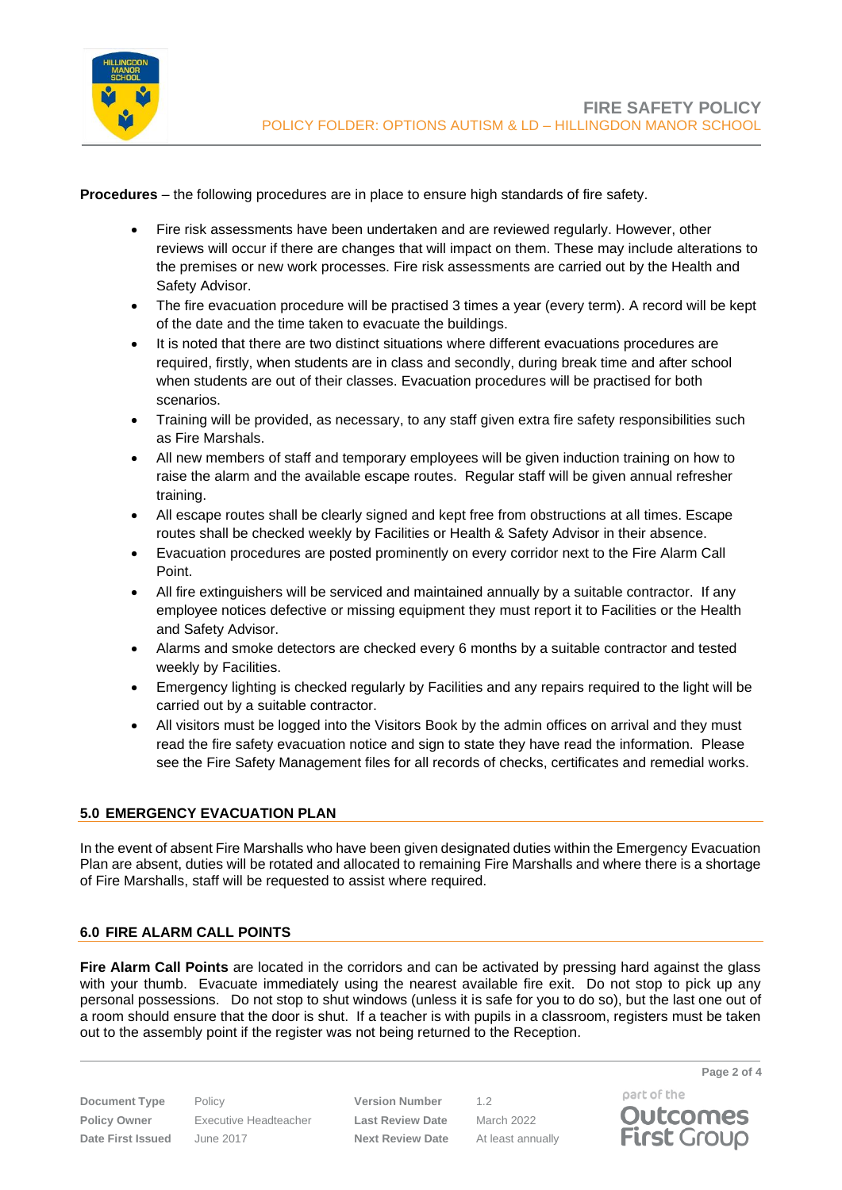**Procedures** – the following procedures are in place to ensure high standards of fire safety.

- Fire risk assessments have been undertaken and are reviewed regularly. However, other reviews will occur if there are changes that will impact on them. These may include alterations to the premises or new work processes. Fire risk assessments are carried out by the Health and Safety Advisor.
- The fire evacuation procedure will be practised 3 times a year (every term). A record will be kept of the date and the time taken to evacuate the buildings.
- It is noted that there are two distinct situations where different evacuations procedures are required, firstly, when students are in class and secondly, during break time and after school when students are out of their classes. Evacuation procedures will be practised for both scenarios.
- Training will be provided, as necessary, to any staff given extra fire safety responsibilities such as Fire Marshals.
- All new members of staff and temporary employees will be given induction training on how to raise the alarm and the available escape routes. Regular staff will be given annual refresher training.
- All escape routes shall be clearly signed and kept free from obstructions at all times. Escape routes shall be checked weekly by Facilities or Health & Safety Advisor in their absence.
- Evacuation procedures are posted prominently on every corridor next to the Fire Alarm Call Point.
- All fire extinguishers will be serviced and maintained annually by a suitable contractor. If any employee notices defective or missing equipment they must report it to Facilities or the Health and Safety Advisor.
- Alarms and smoke detectors are checked every 6 months by a suitable contractor and tested weekly by Facilities.
- Emergency lighting is checked regularly by Facilities and any repairs required to the light will be carried out by a suitable contractor.
- All visitors must be logged into the Visitors Book by the admin offices on arrival and they must read the fire safety evacuation notice and sign to state they have read the information. Please see the Fire Safety Management files for all records of checks, certificates and remedial works.

## 5.0 EMERGENCY EVACUATION PLAN

In the event of absent Fire Marshalls who have been given designated duties within the Emergency Evacuation Plan are absent, duties will be rotated and allocated to remaining Fire Marshalls and where there is a shortage of Fire Marshalls, staff will be requested to assist where required.

## 6.0 FIRE ALARM CALL POINTS

**Fire Alarm Call Points** are located in the corridors and can be activated by pressing hard against the glass with your thumb. Evacuate immediately using the nearest available fire exit. Do not stop to pick up any personal possessions. Do not stop to shut windows (unless it is safe for you to do so), but the last one out of a room should ensure that the door is shut. If a teacher is with pupils in a classroom, registers must be taken out to the assembly point if the register was not being returned to the Reception.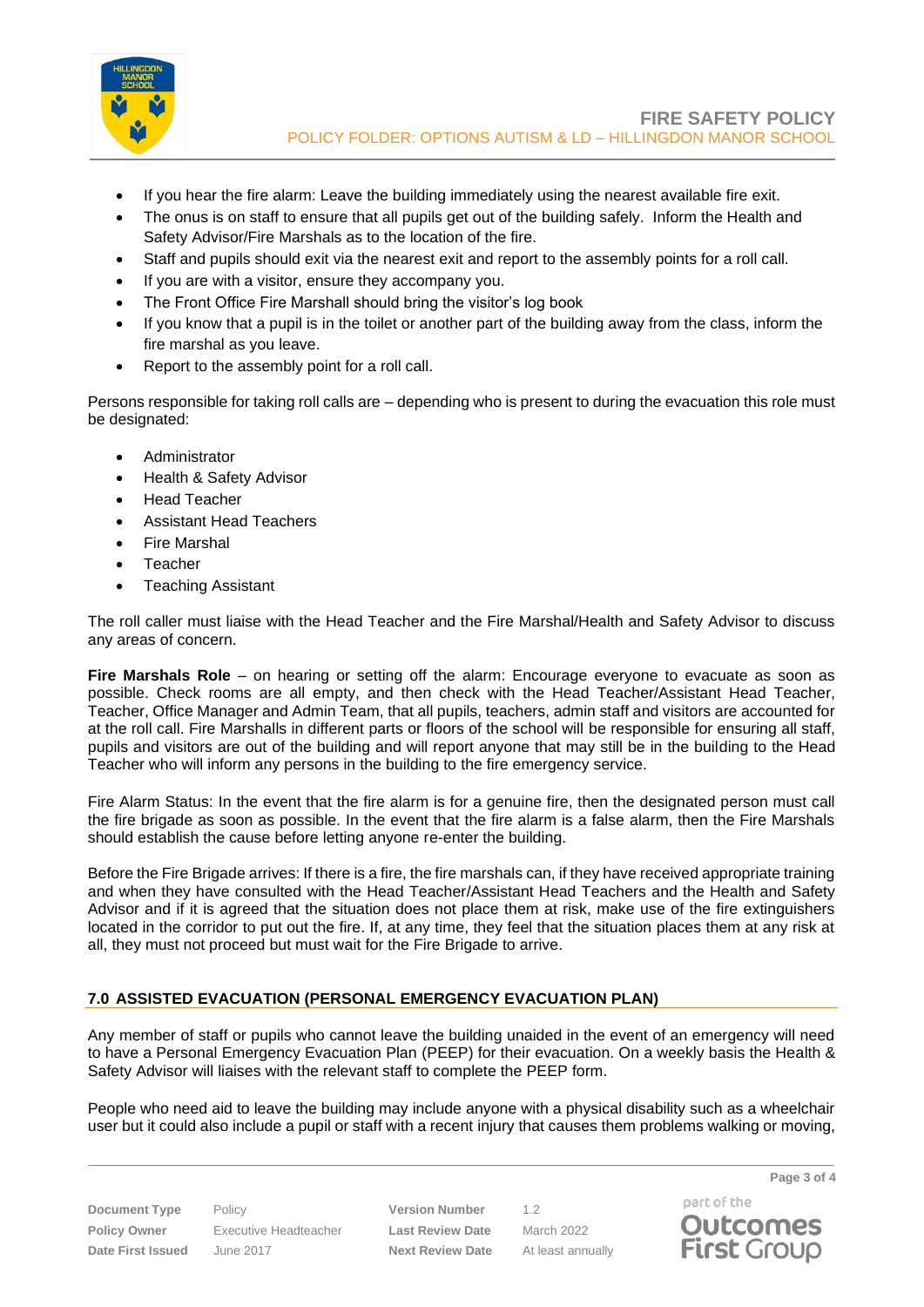- If you hear the fire alarm: Leave the building immediately using the nearest available fire exit.
- The onus is on staff to ensure that all pupils get out of the building safely. Inform the Health and Safety Advisor/Fire Marshals as to the location of the fire.
- Staff and pupils should exit via the nearest exit and report to the assembly points for a roll call.
- If you are with a visitor, ensure they accompany you.
- The Front Office Fire Marshall should bring the visitor's log book
- If you know that a pupil is in the toilet or another part of the building away from the class, inform the fire marshal as you leave.
- Report to the assembly point for a roll call.

Persons responsible for taking roll calls are – depending who is present to during the evacuation this role must be designated:

- Administrator
- Health & Safety Advisor
- Head Teacher
- Assistant Head Teachers
- Fire Marshal
- Teacher
- Teaching Assistant

The roll caller must liaise with the Head Teacher and the Fire Marshal/Health and Safety Advisor to discuss any areas of concern.

**Fire Marshals Role** – on hearing or setting off the alarm: Encourage everyone to evacuate as soon as possible. Check rooms are all empty, and then check with the Head Teacher/Assistant Head Teacher, Teacher, Office Manager and Admin Team, that all pupils, teachers, admin staff and visitors are accounted for at the roll call. Fire Marshalls in different parts or floors of the school will be responsible for ensuring all staff, pupils and visitors are out of the building and will report anyone that may still be in the building to the Head Teacher who will inform any persons in the building to the fire emergency service.

Fire Alarm Status: In the event that the fire alarm is for a genuine fire, then the designated person must call the fire brigade as soon as possible. In the event that the fire alarm is a false alarm, then the Fire Marshals should establish the cause before letting anyone re-enter the building.

Before the Fire Brigade arrives: If there is a fire, the fire marshals can, if they have received appropriate training and when they have consulted with the Head Teacher/Assistant Head Teachers and the Health and Safety Advisor and if it is agreed that the situation does not place them at risk, make use of the fire extinguishers located in the corridor to put out the fire. If, at any time, they feel that the situation places them at any risk at all, they must not proceed but must wait for the Fire Brigade to arrive.

## 7.0 ASSISTED EVACUATION (PERSONAL EMERGENCY EVACUATION PLAN)

Any member of staff or pupils who cannot leave the building unaided in the event of an emergency will need to have a Personal Emergency Evacuation Plan (PEEP) for their evacuation. On a weekly basis the Health & Safety Advisor will liaises with the relevant staff to complete the PEEP form.

People who need aid to leave the building may include anyone with a physical disability such as a wheelchair user but it could also include a pupil or staff with a recent injury that causes them problems walking or moving,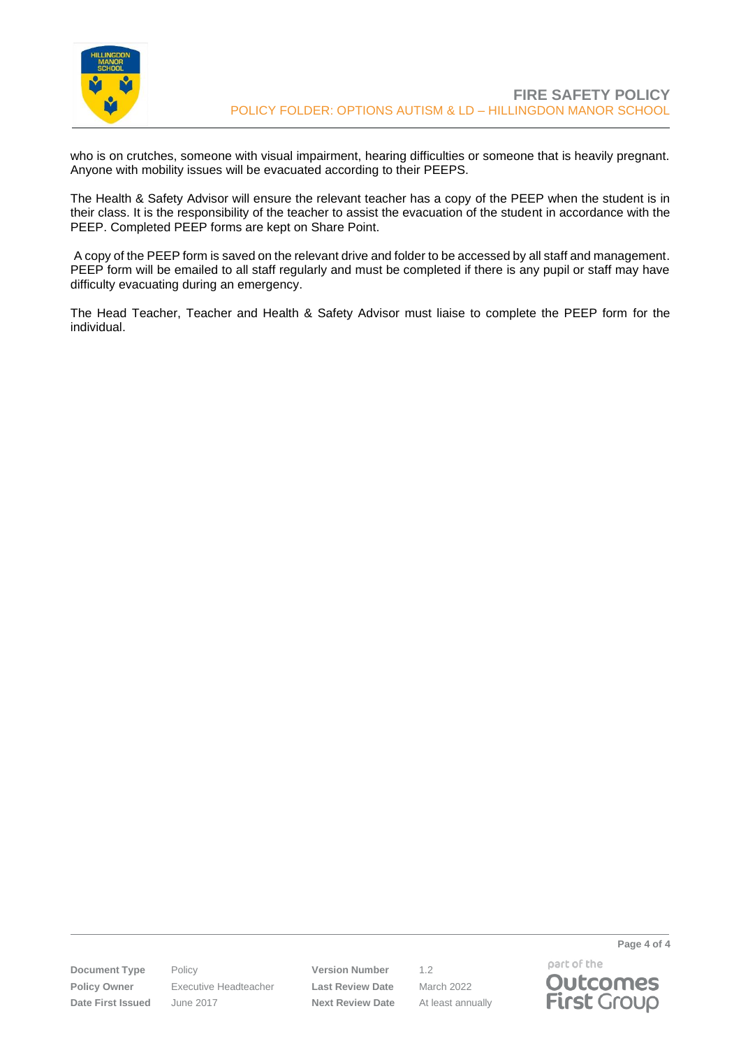who is on crutches, someone with visual impairment, hearing difficulties or someone that is heavily pregnant. Anyone with mobility issues will be evacuated according to their PEEPS.

The Health & Safety Advisor will ensure the relevant teacher has a copy of the PEEP when the student is in their class. It is the responsibility of the teacher to assist the evacuation of the student in accordance with the PEEP. Completed PEEP forms are kept on Share Point.

A copy of the PEEP form is saved on the relevant drive and folder to be accessed by all staff and management. PEEP form will be emailed to all staff regularly and must be completed if there is any pupil or staff may have difficulty evacuating during an emergency.

The Head Teacher, Teacher and Health & Safety Advisor must liaise to complete the PEEP form for the individual.